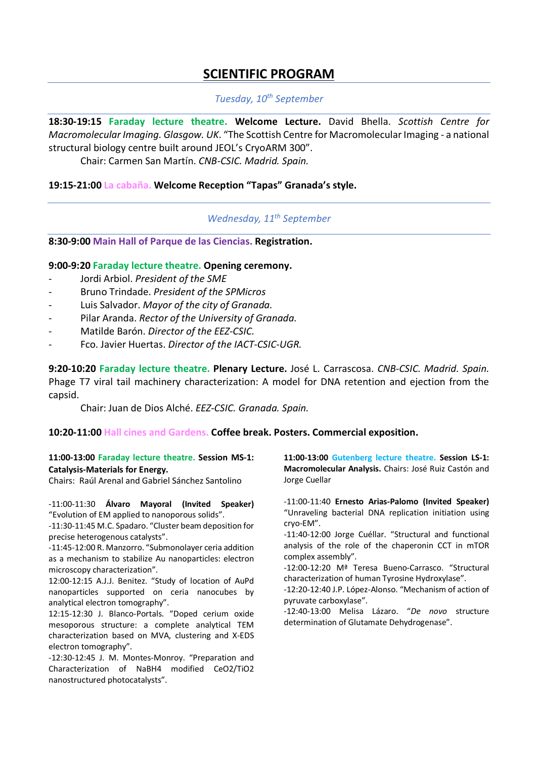# SCIENTIFIC PROGRAM

*Tuesday, 10th September*

**18:30-19:15 Faraday lecture theatre. Welcome Lecture.** David Bhella. *Scottish Centre for Macromolecular Imaging. Glasgow. UK*. "The Scottish Centre for Macromolecular Imaging - a national structural biology centre built around JEOL's CryoARM 300".

Chair: Carmen San Martín. *CNB-CSIC. Madrid. Spain.*

**19:15-21:00 La cabaña. Welcome Reception "Tapas" Granada's style.**

*Wednesday, 11th September*

**8:30-9:00 Main Hall of Parque de las Ciencias. Registration.**

**9:00-9:20 Faraday lecture theatre. Opening ceremony.**

- Jordi Arbiol. *President of the SME*
- Bruno Trindade. *President of the SPMicros*
- Luis Salvador. *Mayor of the city of Granada.*
- Pilar Aranda. *Rector of the University of Granada.*
- Matilde Barón. *Director of the EEZ-CSIC.*
- Fco. Javier Huertas. *Director of the IACT-CSIC-UGR.*

**9:20-10:20 Faraday lecture theatre. Plenary Lecture.** José L. Carrascosa. *CNB-CSIC. Madrid. Spain.* Phage T7 viral tail machinery characterization: A model for DNA retention and ejection from the capsid.

Chair: Juan de Dios Alché. *EEZ-CSIC. Granada. Spain.*

**10:20-11:00 Hall cines and Gardens. Coffee break. Posters. Commercial exposition.**

**11:00-13:00 Faraday lecture theatre. Session MS-1: Catalysis-Materials for Energy.**

Chairs: Raúl Arenal and Gabriel Sánchez Santolino

-11:00-11:30 **Álvaro Mayoral (Invited Speaker)** "Evolution of EM applied to nanoporous solids".

-11:30-11:45 M.C. Spadaro. "Cluster beam deposition for precise heterogenous catalysts".

-11:45-12:00 R. Manzorro. "Submonolayer ceria addition as a mechanism to stabilize Au nanoparticles: electron microscopy characterization".

12:00-12:15 A.J.J. Benitez. "Study of location of AuPd nanoparticles supported on ceria nanocubes by analytical electron tomography".

12:15-12:30 J. Blanco-Portals. "Doped cerium oxide mesoporous structure: a complete analytical TEM characterization based on MVA, clustering and X-EDS electron tomography".

-12:30-12:45 J. M. Montes-Monroy. "Preparation and Characterization of NaBH4 modified CeO2/TiO2 nanostructured photocatalysts".

**11:00-13:00 Gutenberg lecture theatre. Session LS-1: Macromolecular Analysis.** Chairs: José Ruiz Castón and Jorge Cuellar

-11:00-11:40 **Ernesto Arias-Palomo (Invited Speaker)** "Unraveling bacterial DNA replication initiation using cryo-EM".

-11:40-12:00 Jorge Cuéllar. "Structural and functional analysis of the role of the chaperonin CCT in mTOR complex assembly".

-12:00-12:20 Mª Teresa Bueno-Carrasco. "Structural characterization of human Tyrosine Hydroxylase".

-12:20-12:40 J.P. López-Alonso. "Mechanism of action of pyruvate carboxylase".

-12:40-13:00 Melisa Lázaro. "*De novo* structure determination of Glutamate Dehydrogenase".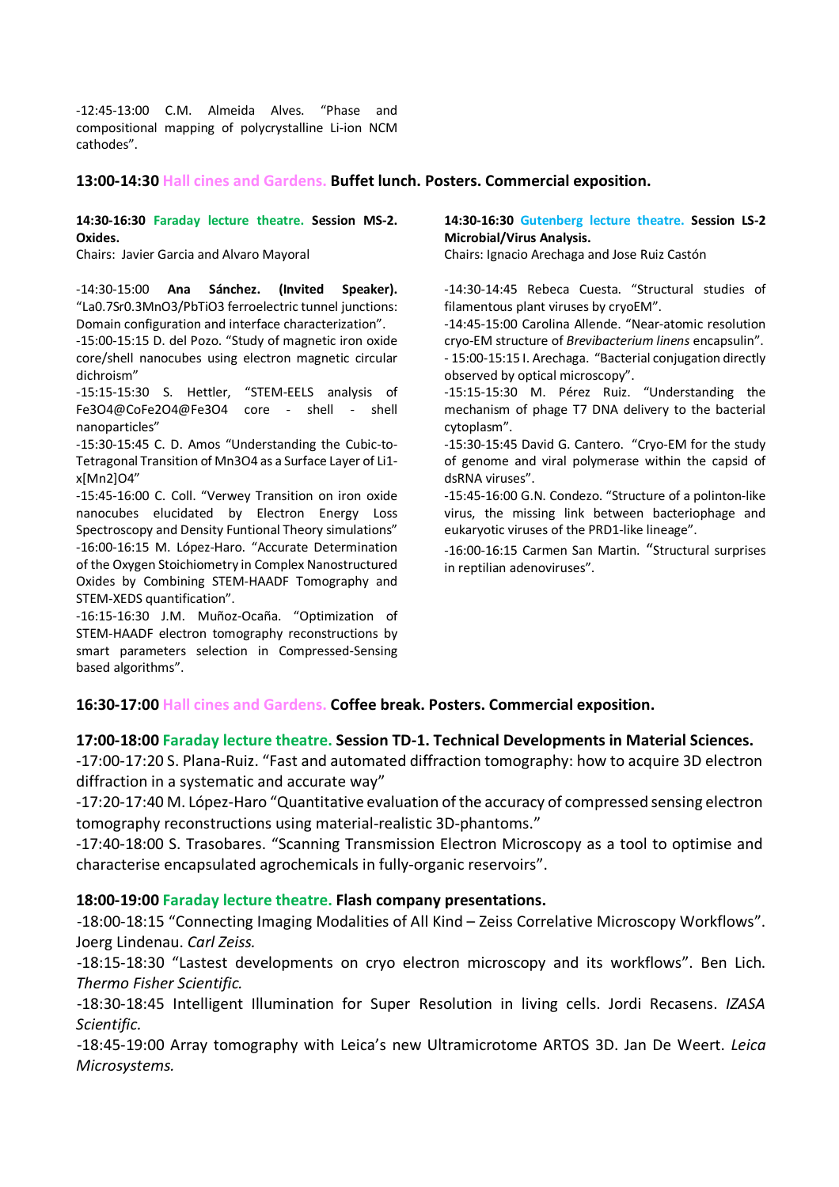-12:45-13:00 C.M. Almeida Alves. "Phase and compositional mapping of polycrystalline Li-ion NCM cathodes".

**13:00-14:30 Hall cines and Gardens. Buffet lunch. Posters. Commercial exposition.**

**14:30-16:30 Faraday lecture theatre. Session MS-2. Oxides.**

Chairs: Javier Garcia and Alvaro Mayoral

-14:30-15:00 **Ana Sánchez. (Invited Speaker).** "$La_{0.7}Sr_{0.3}MnO_3/PbTiO_3$ ferroelectric tunnel junctions: Domain configuration and interface characterization".

-15:00-15:15 D. del Pozo. "Study of magnetic iron oxide core/shell nanocubes using electron magnetic circular dichroism"

-15:15-15:30 S. Hettler, "STEM-EELS analysis of $Fe_3O_4$@$CoFe_2O_4$@$Fe_3O_4$ core - shell - shell nanoparticles"

-15:30-15:45 C. D. Amos "Understanding the Cubic-to-Tetragonal Transition of $Mn_3O_4$ as a Surface Layer of $Li_{1-x}[Mn_2]O_4$"

-15:45-16:00 C. Coll. "Verwey Transition on iron oxide nanocubes elucidated by Electron Energy Loss Spectroscopy and Density Funtional Theory simulations"

-16:00-16:15 M. López-Haro. "Accurate Determination of the Oxygen Stoichiometry in Complex Nanostructured Oxides by Combining STEM-HAADF Tomography and STEM-XEDS quantification".

-16:15-16:30 J.M. Muñoz-Ocaña. "Optimization of STEM-HAADF electron tomography reconstructions by smart parameters selection in Compressed-Sensing based algorithms".

**14:30-16:30 Gutenberg lecture theatre. Session LS-2 Microbial/Virus Analysis.**

Chairs: Ignacio Arechaga and Jose Ruiz Castón

-14:30-14:45 Rebeca Cuesta. "Structural studies of filamentous plant viruses by cryoEM".

-14:45-15:00 Carolina Allende. "Near-atomic resolution cryo-EM structure of *Brevibacterium linens* encapsulin".

- 15:00-15:15 I. Arechaga. "Bacterial conjugation directly observed by optical microscopy".

-15:15-15:30 M. Pérez Ruiz. "Understanding the mechanism of phage T7 DNA delivery to the bacterial cytoplasm".

-15:30-15:45 David G. Cantero. "Cryo-EM for the study of genome and viral polymerase within the capsid of dsRNA viruses".

-15:45-16:00 G.N. Condezo. "Structure of a polinton-like virus, the missing link between bacteriophage and eukaryotic viruses of the PRD1-like lineage".

-16:00-16:15 Carmen San Martin. "Structural surprises in reptilian adenoviruses".

**16:30-17:00 Hall cines and Gardens. Coffee break. Posters. Commercial exposition.**

**17:00-18:00 Faraday lecture theatre. Session TD-1. Technical Developments in Material Sciences.**

-17:00-17:20 S. Plana-Ruiz. "Fast and automated diffraction tomography: how to acquire 3D electron diffraction in a systematic and accurate way"

-17:20-17:40 M. López-Haro "Quantitative evaluation of the accuracy of compressed sensing electron tomography reconstructions using material-realistic 3D-phantoms."

-17:40-18:00 S. Trasobares. "Scanning Transmission Electron Microscopy as a tool to optimise and characterise encapsulated agrochemicals in fully-organic reservoirs".

**18:00-19:00 Faraday lecture theatre. Flash company presentations.**

-18:00-18:15 "Connecting Imaging Modalities of All Kind – Zeiss Correlative Microscopy Workflows". Joerg Lindenau. *Carl Zeiss.*

-18:15-18:30 "Lastest developments on cryo electron microscopy and its workflows". Ben Lich. *Thermo Fisher Scientific.*

-18:30-18:45 Intelligent Illumination for Super Resolution in living cells. Jordi Recasens. *IZASA Scientific.*

-18:45-19:00 Array tomography with Leica's new Ultramicrotome ARTOS 3D. Jan De Weert. *Leica Microsystems.*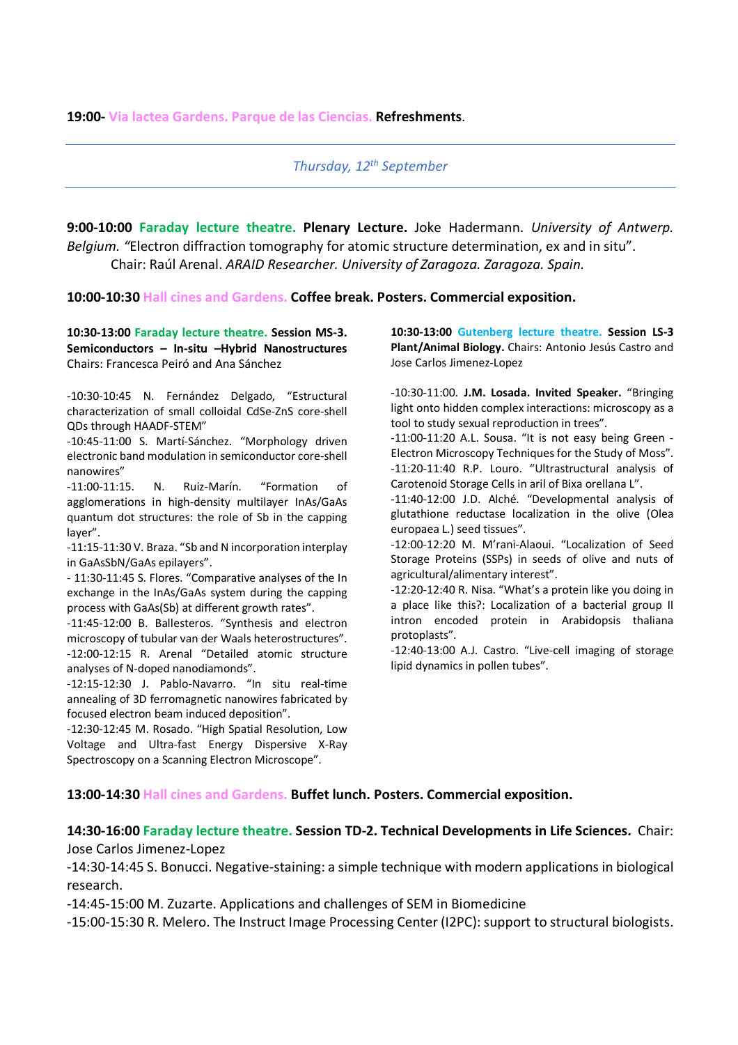**19:00-** Via lactea Gardens. Parque de las Ciencias. **Refreshments**.

---

*Thursday, 12th September*

---

**9:00-10:00** **Faraday lecture theatre.** **Plenary Lecture.** Joke Hadermann. *University of Antwerp. Belgium. "*Electron diffraction tomography for atomic structure determination, ex and in situ".
Chair: Raúl Arenal. *ARAID Researcher. University of Zaragoza. Zaragoza. Spain.*

**10:00-10:30** Hall cines and Gardens. **Coffee break. Posters. Commercial exposition.**

**10:30-13:00** **Faraday lecture theatre.** **Session MS-3. Semiconductors – In-situ –Hybrid Nanostructures** Chairs: Francesca Peiró and Ana Sánchez

-10:30-10:45 N. Fernández Delgado, "Estructural characterization of small colloidal CdSe-ZnS core-shell QDs through HAADF-STEM"
-10:45-11:00 S. Martí-Sánchez. "Morphology driven electronic band modulation in semiconductor core-shell nanowires"
-11:00-11:15. N. Ruiz-Marín. "Formation of agglomerations in high-density multilayer InAs/GaAs quantum dot structures: the role of Sb in the capping layer".
-11:15-11:30 V. Braza. "Sb and N incorporation interplay in GaAsSbN/GaAs epilayers".
- 11:30-11:45 S. Flores. "Comparative analyses of the In exchange in the InAs/GaAs system during the capping process with GaAs(Sb) at different growth rates".
-11:45-12:00 B. Ballesteros. "Synthesis and electron microscopy of tubular van der Waals heterostructures".
-12:00-12:15 R. Arenal "Detailed atomic structure analyses of N-doped nanodiamonds".
-12:15-12:30 J. Pablo-Navarro. "In situ real-time annealing of 3D ferromagnetic nanowires fabricated by focused electron beam induced deposition".
-12:30-12:45 M. Rosado. "High Spatial Resolution, Low Voltage and Ultra-fast Energy Dispersive X-Ray Spectroscopy on a Scanning Electron Microscope".

**10:30-13:00** **Gutenberg lecture theatre.** **Session LS-3 Plant/Animal Biology.** Chairs: Antonio Jesús Castro and Jose Carlos Jimenez-Lopez

-10:30-11:00. **J.M. Losada. Invited Speaker.** "Bringing light onto hidden complex interactions: microscopy as a tool to study sexual reproduction in trees".
-11:00-11:20 A.L. Sousa. "It is not easy being Green - Electron Microscopy Techniques for the Study of Moss".
-11:20-11:40 R.P. Louro. "Ultrastructural analysis of Carotenoid Storage Cells in aril of Bixa orellana L".
-11:40-12:00 J.D. Alché. "Developmental analysis of glutathione reductase localization in the olive (Olea europaea L.) seed tissues".
-12:00-12:20 M. M'rani-Alaoui. "Localization of Seed Storage Proteins (SSPs) in seeds of olive and nuts of agricultural/alimentary interest".
-12:20-12:40 R. Nisa. "What's a protein like you doing in a place like this?: Localization of a bacterial group II intron encoded protein in Arabidopsis thaliana protoplasts".
-12:40-13:00 A.J. Castro. "Live-cell imaging of storage lipid dynamics in pollen tubes".

**13:00-14:30** Hall cines and Gardens. **Buffet lunch. Posters. Commercial exposition.**

**14:30-16:00** **Faraday lecture theatre.** **Session TD-2. Technical Developments in Life Sciences.** Chair: Jose Carlos Jimenez-Lopez
-14:30-14:45 S. Bonucci. Negative-staining: a simple technique with modern applications in biological research.
-14:45-15:00 M. Zuzarte. Applications and challenges of SEM in Biomedicine
-15:00-15:30 R. Melero. The Instruct Image Processing Center (I2PC): support to structural biologists.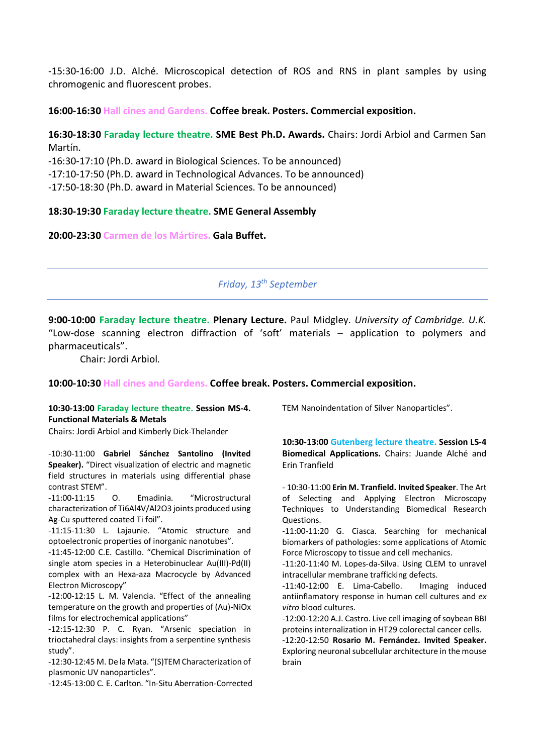-15:30-16:00 J.D. Alché. Microscopical detection of ROS and RNS in plant samples by using chromogenic and fluorescent probes.

**16:00-16:30** Hall cines and Gardens. **Coffee break. Posters. Commercial exposition.**

**16:30-18:30** **Faraday lecture theatre. SME Best Ph.D. Awards.** Chairs: Jordi Arbiol and Carmen San Martín.

-16:30-17:10 (Ph.D. award in Biological Sciences. To be announced)
-17:10-17:50 (Ph.D. award in Technological Advances. To be announced)
-17:50-18:30 (Ph.D. award in Material Sciences. To be announced)

**18:30-19:30** **Faraday lecture theatre. SME General Assembly**

**20:00-23:30** Carmen de los Mártires. **Gala Buffet.**

---

*Friday, 13th September*

---

**9:00-10:00** **Faraday lecture theatre. Plenary Lecture.** Paul Midgley. *University of Cambridge. U.K.* "Low-dose scanning electron diffraction of 'soft' materials – application to polymers and pharmaceuticals".

Chair: Jordi Arbiol.

**10:00-10:30** Hall cines and Gardens. **Coffee break. Posters. Commercial exposition.**

**10:30-13:00** **Faraday lecture theatre. Session MS-4. Functional Materials & Metals**
Chairs: Jordi Arbiol and Kimberly Dick-Thelander

-10:30-11:00 **Gabriel Sánchez Santolino (Invited Speaker).** "Direct visualization of electric and magnetic field structures in materials using differential phase contrast STEM".
-11:00-11:15 O. Emadinia. "Microstructural characterization of Ti6Al4V/Al2O3 joints produced using Ag-Cu sputtered coated Ti foil".
-11:15-11:30 L. Lajaunie. "Atomic structure and optoelectronic properties of inorganic nanotubes".
-11:45-12:00 C.E. Castillo. "Chemical Discrimination of single atom species in a Heterobinuclear Au(III)-Pd(II) complex with an Hexa-aza Macrocycle by Advanced Electron Microscopy"
-12:00-12:15 L. M. Valencia. "Effect of the annealing temperature on the growth and properties of (Au)-NiOx films for electrochemical applications"
-12:15-12:30 P. C. Ryan. "Arsenic speciation in trioctahedral clays: insights from a serpentine synthesis study".
-12:30-12:45 M. De la Mata. "(S)TEM Characterization of plasmonic UV nanoparticles".
-12:45-13:00 C. E. Carlton. "In-Situ Aberration-Corrected TEM Nanoindentation of Silver Nanoparticles".

**10:30-13:00** **Gutenberg lecture theatre. Session LS-4 Biomedical Applications.** Chairs: Juande Alché and Erin Tranfield

- 10:30-11:00 **Erin M. Tranfield. Invited Speaker**. The Art of Selecting and Applying Electron Microscopy Techniques to Understanding Biomedical Research Questions.
-11:00-11:20 G. Ciasca. Searching for mechanical biomarkers of pathologies: some applications of Atomic Force Microscopy to tissue and cell mechanics.
-11:20-11:40 M. Lopes-da-Silva. Using CLEM to unravel intracellular membrane trafficking defects.
-11:40-12:00 E. Lima-Cabello. Imaging induced antiinflamatory response in human cell cultures and *ex vitro* blood cultures.
-12:00-12:20 A.J. Castro. Live cell imaging of soybean BBI proteins internalization in HT29 colorectal cancer cells.
-12:20-12:50 **Rosario M. Fernández. Invited Speaker.** Exploring neuronal subcellular architecture in the mouse brain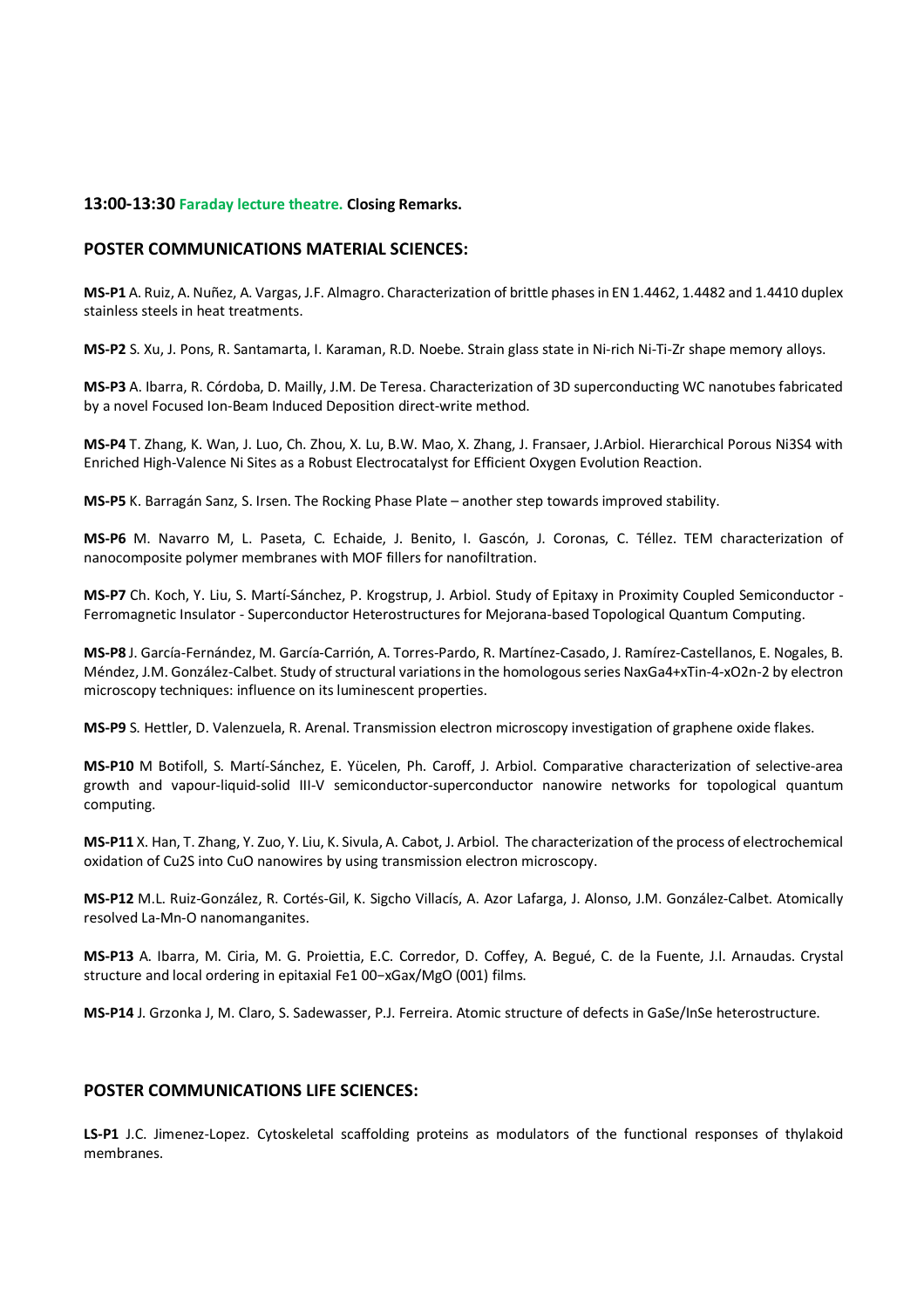**13:00-13:30 Faraday lecture theatre. Closing Remarks.**

## POSTER COMMUNICATIONS MATERIAL SCIENCES:

**MS-P1** A. Ruiz, A. Nuñez, A. Vargas, J.F. Almagro. Characterization of brittle phases in EN 1.4462, 1.4482 and 1.4410 duplex stainless steels in heat treatments.

**MS-P2** S. Xu, J. Pons, R. Santamarta, I. Karaman, R.D. Noebe. Strain glass state in Ni-rich Ni-Ti-Zr shape memory alloys.

**MS-P3** A. Ibarra, R. Córdoba, D. Mailly, J.M. De Teresa. Characterization of 3D superconducting WC nanotubes fabricated by a novel Focused Ion-Beam Induced Deposition direct-write method.

**MS-P4** T. Zhang, K. Wan, J. Luo, Ch. Zhou, X. Lu, B.W. Mao, X. Zhang, J. Fransaer, J.Arbiol. Hierarchical Porous $Ni_3S_4$ with Enriched High-Valence Ni Sites as a Robust Electrocatalyst for Efficient Oxygen Evolution Reaction.

**MS-P5** K. Barragán Sanz, S. Irsen. The Rocking Phase Plate – another step towards improved stability.

**MS-P6** M. Navarro M, L. Paseta, C. Echaide, J. Benito, I. Gascón, J. Coronas, C. Téllez. TEM characterization of nanocomposite polymer membranes with MOF fillers for nanofiltration.

**MS-P7** Ch. Koch, Y. Liu, S. Martí-Sánchez, P. Krogstrup, J. Arbiol. Study of Epitaxy in Proximity Coupled Semiconductor - Ferromagnetic Insulator - Superconductor Heterostructures for Mejorana-based Topological Quantum Computing.

**MS-P8** J. García-Fernández, M. García-Carrión, A. Torres-Pardo, R. Martínez-Casado, J. Ramírez-Castellanos, E. Nogales, B. Méndez, J.M. González-Calbet. Study of structural variations in the homologous series $Na_xGa_{4+x}Ti_{n-4-x}O_{2n-2}$ by electron microscopy techniques: influence on its luminescent properties.

**MS-P9** S. Hettler, D. Valenzuela, R. Arenal. Transmission electron microscopy investigation of graphene oxide flakes.

**MS-P10** M Botifoll, S. Martí-Sánchez, E. Yücelen, Ph. Caroff, J. Arbiol. Comparative characterization of selective-area growth and vapour-liquid-solid III-V semiconductor-superconductor nanowire networks for topological quantum computing.

**MS-P11** X. Han, T. Zhang, Y. Zuo, Y. Liu, K. Sivula, A. Cabot, J. Arbiol. The characterization of the process of electrochemical oxidation of $Cu_2S$ into CuO nanowires by using transmission electron microscopy.

**MS-P12** M.L. Ruiz-González, R. Cortés-Gil, K. Sigcho Villacís, A. Azor Lafarga, J. Alonso, J.M. González-Calbet. Atomically resolved La-Mn-O nanomanganites.

**MS-P13** A. Ibarra, M. Ciria, M. G. Proiettia, E.C. Corredor, D. Coffey, A. Begué, C. de la Fuente, J.I. Arnaudas. Crystal structure and local ordering in epitaxial $Fe_{100-x}Ga_x$/MgO (001) films.

**MS-P14** J. Grzonka J, M. Claro, S. Sadewasser, P.J. Ferreira. Atomic structure of defects in GaSe/InSe heterostructure.

## POSTER COMMUNICATIONS LIFE SCIENCES:

**LS-P1** J.C. Jimenez-Lopez. Cytoskeletal scaffolding proteins as modulators of the functional responses of thylakoid membranes.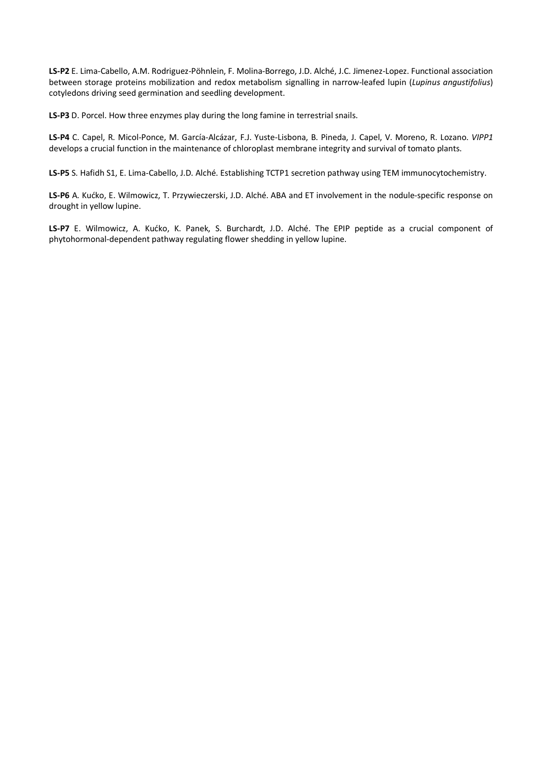**LS-P2** E. Lima-Cabello, A.M. Rodriguez-Pöhnlein, F. Molina-Borrego, J.D. Alché, J.C. Jimenez-Lopez. Functional association between storage proteins mobilization and redox metabolism signalling in narrow-leafed lupin (*Lupinus angustifolius*) cotyledons driving seed germination and seedling development.

**LS-P3** D. Porcel. How three enzymes play during the long famine in terrestrial snails.

**LS-P4** C. Capel, R. Micol-Ponce, M. García-Alcázar, F.J. Yuste-Lisbona, B. Pineda, J. Capel, V. Moreno, R. Lozano. *VIPP1* develops a crucial function in the maintenance of chloroplast membrane integrity and survival of tomato plants.

**LS-P5** S. Hafidh S1, E. Lima-Cabello, J.D. Alché. Establishing TCTP1 secretion pathway using TEM immunocytochemistry.

**LS-P6** A. Kućko, E. Wilmowicz, T. Przywieczerski, J.D. Alché. ABA and ET involvement in the nodule-specific response on drought in yellow lupine.

**LS-P7** E. Wilmowicz, A. Kućko, K. Panek, S. Burchardt, J.D. Alché. The EPIP peptide as a crucial component of phytohormonal-dependent pathway regulating flower shedding in yellow lupine.